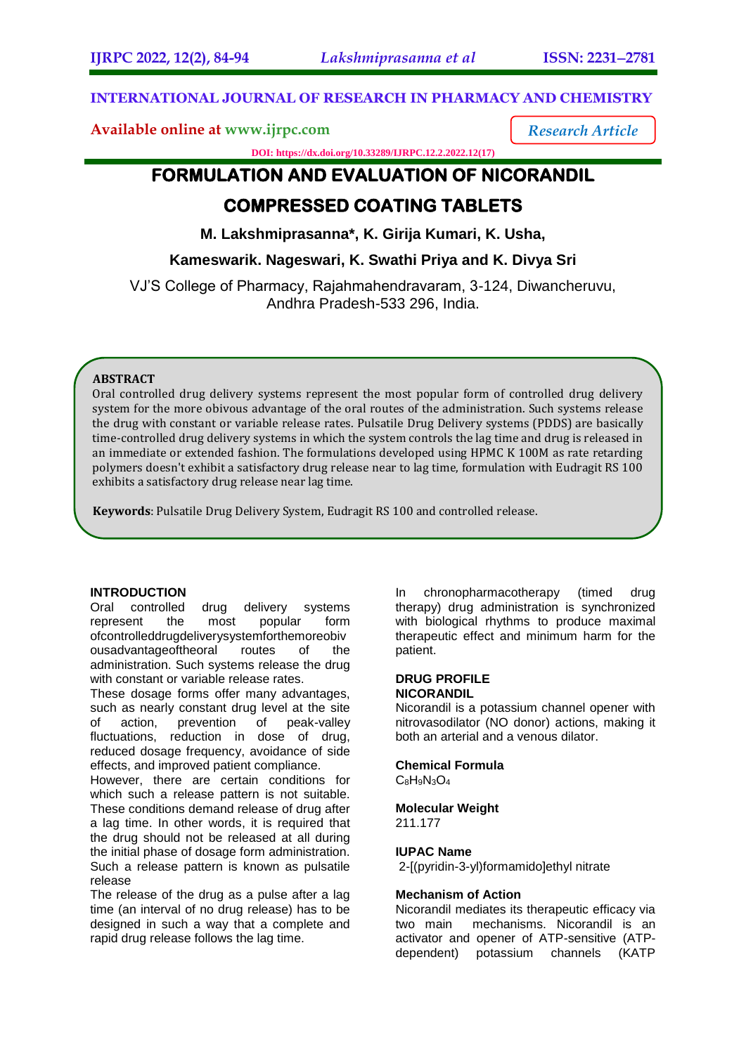INTERNATIONAL JOURNAL OF RESEARCH IN PHARMACY AND CHEMISTRY

Available online at www.ijrpc.com

*Research Article*

DOI: https://dx.doi.org/10.33289/IJRPC.12.2.2022.12(17)

# FORMULATION AND EVALUATION OF NICORANDIL COMPRESSED COATING TABLETS

**M. Lakshmiprasanna*, K. Girija Kumari, K. Usha, Kameswarik. Nageswari, K. Swathi Priya and K. Divya Sri**

VJ'S College of Pharmacy, Rajahmahendravaram, 3-124, Diwancheruvu, Andhra Pradesh-533 296, India.

## ABSTRACT

Oral controlled drug delivery systems represent the most popular form of controlled drug delivery system for the more obivous advantage of the oral routes of the administration. Such systems release the drug with constant or variable release rates. Pulsatile Drug Delivery systems (PDDS) are basically time-controlled drug delivery systems in which the system controls the lag time and drug is released in an immediate or extended fashion. The formulations developed using HPMC K 100M as rate retarding polymers doesn't exhibit a satisfactory drug release near to lag time, formulation with Eudragit RS 100 exhibits a satisfactory drug release near lag time.

**Keywords**: Pulsatile Drug Delivery System, Eudragit RS 100 and controlled release.

## INTRODUCTION

Oral controlled drug delivery systems represent the most popular form ofcontrolleddrugdeliverysystemforthemoreobiv ousadvantageoftheoral routes of the administration. Such systems release the drug with constant or variable release rates.

These dosage forms offer many advantages, such as nearly constant drug level at the site of action, prevention of peak-valley fluctuations, reduction in dose of drug, reduced dosage frequency, avoidance of side effects, and improved patient compliance.

However, there are certain conditions for which such a release pattern is not suitable. These conditions demand release of drug after a lag time. In other words, it is required that the drug should not be released at all during the initial phase of dosage form administration. Such a release pattern is known as pulsatile release

The release of the drug as a pulse after a lag time (an interval of no drug release) has to be designed in such a way that a complete and rapid drug release follows the lag time.

In chronopharmacotherapy (timed drug therapy) drug administration is synchronized with biological rhythms to produce maximal therapeutic effect and minimum harm for the patient.

## DRUG PROFILE

### NICORANDIL

Nicorandil is a potassium channel opener with nitrovasodilator (NO donor) actions, making it both an arterial and a venous dilator.

**Chemical Formula**

$C_8H_9N_3O_4$

**Molecular Weight**

211.177

**IUPAC Name**

2-[(pyridin-3-yl)formamido]ethyl nitrate

**Mechanism of Action**

Nicorandil mediates its therapeutic efficacy via two main mechanisms. Nicorandil is an activator and opener of ATP-sensitive (ATP-dependent) potassium channels (KATP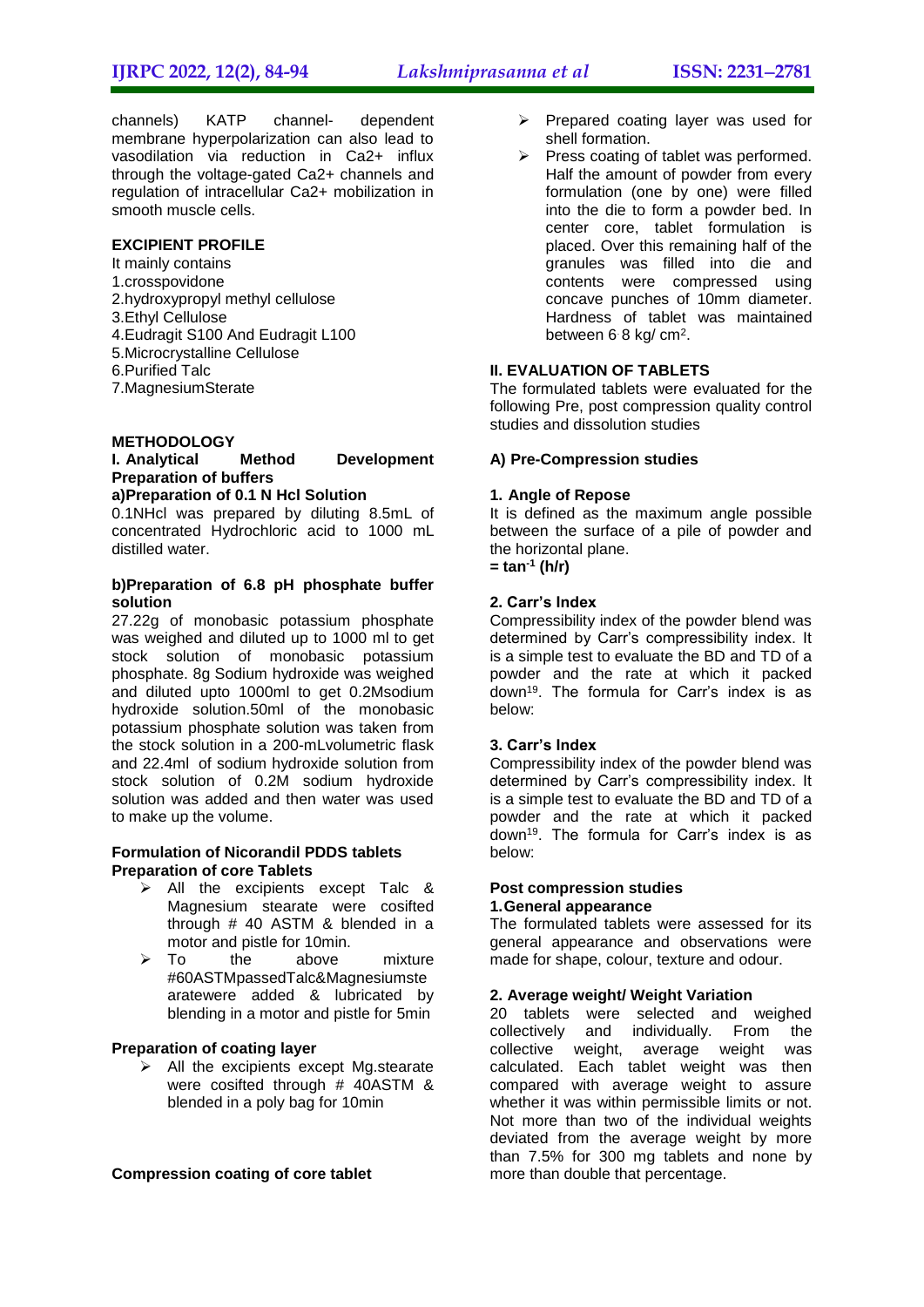channels) KATP channel- dependent membrane hyperpolarization can also lead to vasodilation via reduction in Ca2+ influx through the voltage-gated Ca2+ channels and regulation of intracellular Ca2+ mobilization in smooth muscle cells.

## EXCIPIENT PROFILE

It mainly contains
1.crosspovidone
2.hydroxypropyl methyl cellulose
3.Ethyl Cellulose
4.Eudragit S100 And Eudragit L100
5.Microcrystalline Cellulose
6.Purified Talc
7.MagnesiumStearate

## METHODOLOGY

### I. Analytical Method Development

**Preparation of buffers**

**a)Preparation of 0.1 N Hcl Solution**

0.1NHcl was prepared by diluting 8.5mL of concentrated Hydrochloric acid to 1000 mL distilled water.

**b)Preparation of 6.8 pH phosphate buffer solution**

27.22g of monobasic potassium phosphate was weighed and diluted up to 1000 ml to get stock solution of monobasic potassium phosphate. 8g Sodium hydroxide was weighed and diluted upto 1000ml to get 0.2Msodium hydroxide solution.50ml of the monobasic potassium phosphate solution was taken from the stock solution in a 200-mLvolumetric flask and 22.4ml of sodium hydroxide solution from stock solution of 0.2M sodium hydroxide solution was added and then water was used to make up the volume.

**Formulation of Nicorandil PDDS tablets**

**Preparation of core Tablets**

- All the excipients except Talc & Magnesium stearate were cosifted through # 40 ASTM & blended in a motor and pistle for 10min.
- To the above mixture #60ASTMpassedTalc&Magnesiumstearatewere added & lubricated by blending in a motor and pistle for 5min

**Preparation of coating layer**

- All the excipients except Mg.stearate were cosifted through # 40ASTM & blended in a poly bag for 10min

**Compression coating of core tablet**

- Prepared coating layer was used for shell formation.
- Press coating of tablet was performed. Half the amount of powder from every formulation (one by one) were filled into the die to form a powder bed. In center core, tablet formulation is placed. Over this remaining half of the granules was filled into die and contents were compressed using concave punches of 10mm diameter. Hardness of tablet was maintained between 6-8 kg/ $cm^2$.

### II. EVALUATION OF TABLETS

The formulated tablets were evaluated for the following Pre, post compression quality control studies and dissolution studies

**A) Pre-Compression studies**

**1. Angle of Repose**

It is defined as the maximum angle possible between the surface of a pile of powder and the horizontal plane.

$$= \tan^{-1} (h/r)$$

**2. Carr's Index**

Compressibility index of the powder blend was determined by Carr's compressibility index. It is a simple test to evaluate the BD and TD of a powder and the rate at which it packed down[19]. The formula for Carr's index is as below:

**3. Carr's Index**

Compressibility index of the powder blend was determined by Carr's compressibility index. It is a simple test to evaluate the BD and TD of a powder and the rate at which it packed down[19]. The formula for Carr's index is as below:

**Post compression studies**

**1.General appearance**

The formulated tablets were assessed for its general appearance and observations were made for shape, colour, texture and odour.

**2. Average weight/ Weight Variation**

20 tablets were selected and weighed collectively and individually. From the collective weight, average weight was calculated. Each tablet weight was then compared with average weight to assure whether it was within permissible limits or not. Not more than two of the individual weights deviated from the average weight by more than 7.5% for 300 mg tablets and none by more than double that percentage.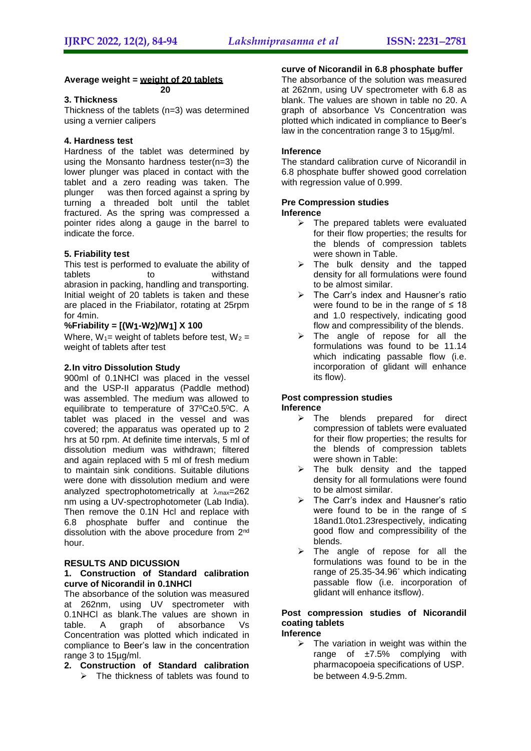**Average weight = $\frac{\text{weight of 20 tablets}}{20}$**

**3. Thickness**

Thickness of the tablets (n=3) was determined using a vernier calipers

**4. Hardness test**

Hardness of the tablet was determined by using the Monsanto hardness tester(n=3) the lower plunger was placed in contact with the tablet and a zero reading was taken. The plunger was then forced against a spring by turning a threaded bolt until the tablet fractured. As the spring was compressed a pointer rides along a gauge in the barrel to indicate the force.

**5. Friability test**

This test is performed to evaluate the ability of tablets to withstand abrasion in packing, handling and transporting. Initial weight of 20 tablets is taken and these are placed in the Friabilator, rotating at 25rpm for 4min.

**%Friability = $[(W_1-W_2)/W_1] \times 100$**

Where, $W_1$= weight of tablets before test, $W_2$ = weight of tablets after test

**2.In vitro Dissolution Study**

900ml of 0.1NHCl was placed in the vessel and the USP-II apparatus (Paddle method) was assembled. The medium was allowed to equilibrate to temperature of 37$^0$C±0.5$^0$C. A tablet was placed in the vessel and was covered; the apparatus was operated up to 2 hrs at 50 rpm. At definite time intervals, 5 ml of dissolution medium was withdrawn; filtered and again replaced with 5 ml of fresh medium to maintain sink conditions. Suitable dilutions were done with dissolution medium and were analyzed spectrophotometrically at $\lambda_{max}$=262 nm using a UV-spectrophotometer (Lab India). Then remove the 0.1N Hcl and replace with 6.8 phosphate buffer and continue the dissolution with the above procedure from 2nd hour.

**RESULTS AND DICUSSION**

**1. Construction of Standard calibration curve of Nicorandil in 0.1NHCl**

The absorbance of the solution was measured at 262nm, using UV spectrometer with 0.1NHCl as blank.The values are shown in table. A graph of absorbance Vs Concentration was plotted which indicated in compliance to Beer's law in the concentration range 3 to 15µg/ml.

**2. Construction of Standard calibration**

- The thickness of tablets was found to

**curve of Nicorandil in 6.8 phosphate buffer**

The absorbance of the solution was measured at 262nm, using UV spectrometer with 6.8 as blank. The values are shown in table no 20. A graph of absorbance Vs Concentration was plotted which indicated in compliance to Beer's law in the concentration range 3 to 15µg/ml.

**Inference**

The standard calibration curve of Nicorandil in 6.8 phosphate buffer showed good correlation with regression value of 0.999.

**Pre Compression studies**

**Inference**

- The prepared tablets were evaluated for their flow properties; the results for the blends of compression tablets were shown in Table.
- The bulk density and the tapped density for all formulations were found to be almost similar.
- The Carr's index and Hausner's ratio were found to be in the range of ≤ 18 and 1.0 respectively, indicating good flow and compressibility of the blends.
- The angle of repose for all the formulations was found to be 11.14 which indicating passable flow (i.e. incorporation of glidant will enhance its flow).

**Post compression studies**

**Inference**

- The blends prepared for direct compression of tablets were evaluated for their flow properties; the results for the blends of compression tablets were shown in Table:
- The bulk density and the tapped density for all formulations were found to be almost similar.
- The Carr's index and Hausner's ratio were found to be in the range of ≤ 18and1.0to1.23respectively, indicating good flow and compressibility of the blends.
- The angle of repose for all the formulations was found to be in the range of 25.35-34.96˚ which indicating passable flow (i.e. incorporation of glidant will enhance itsflow).

**Post compression studies of Nicorandil coating tablets**

**Inference**

- The variation in weight was within the range of ±7.5% complying with pharmacopoeia specifications of USP.

be between 4.9-5.2mm.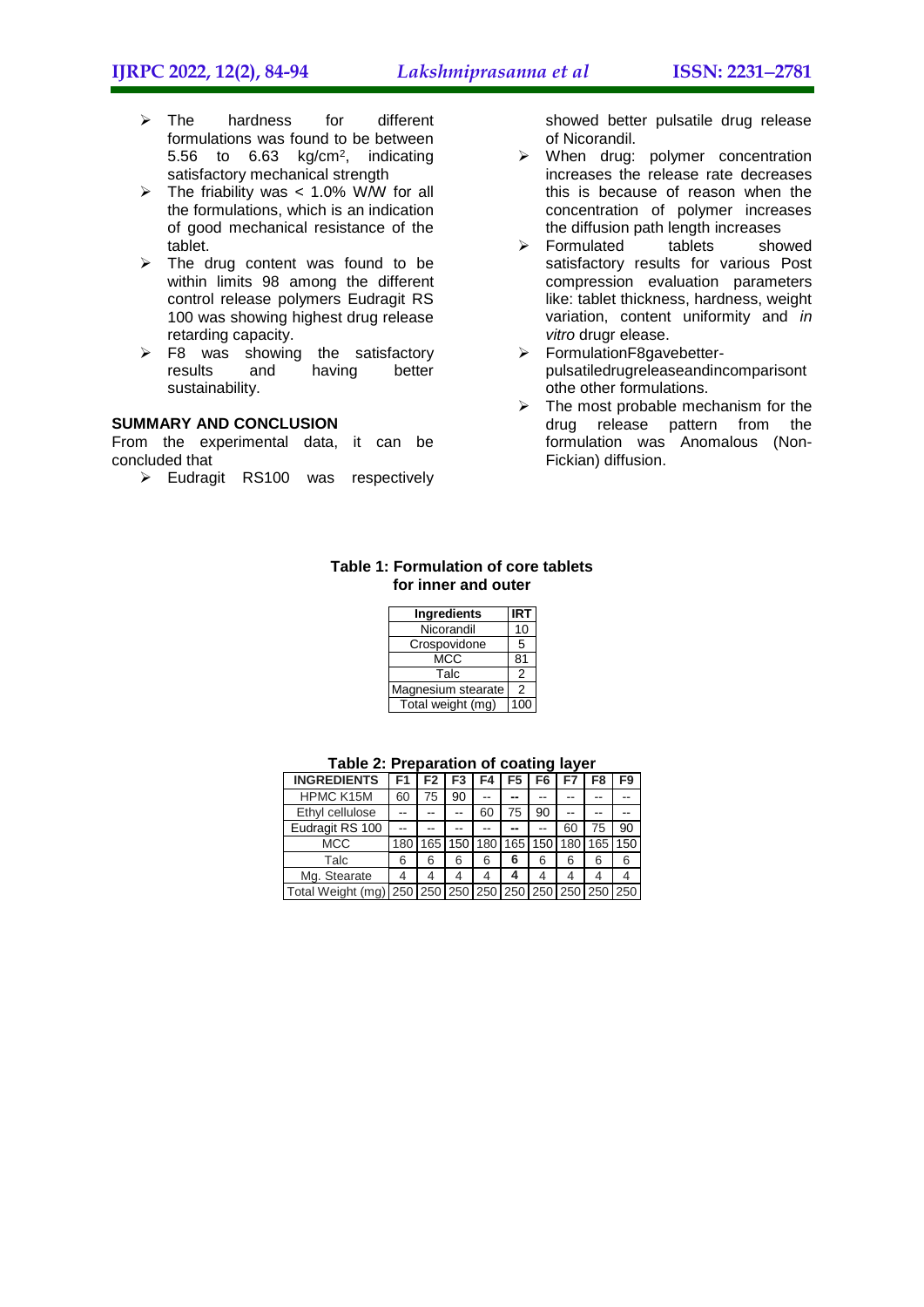- The hardness for different formulations was found to be between 5.56 to 6.63 kg/cm$^2$, indicating satisfactory mechanical strength
- The friability was < 1.0% W/W for all the formulations, which is an indication of good mechanical resistance of the tablet.
- The drug content was found to be within limits 98 among the different control release polymers Eudragit RS 100 was showing highest drug release retarding capacity.
- F8 was showing the satisfactory results and having better sustainability.

## SUMMARY AND CONCLUSION

From the experimental data, it can be concluded that

- Eudragit RS100 was respectively showed better pulsatile drug release of Nicorandil.
- When drug: polymer concentration increases the release rate decreases this is because of reason when the concentration of polymer increases the diffusion path length increases
- Formulated tablets showed satisfactory results for various Post compression evaluation parameters like: tablet thickness, hardness, weight variation, content uniformity and *in vitro* drugr elease.
- FormulationF8gavebetter-pulsatiledrugreleaseandincomparisont othe other formulations.
- The most probable mechanism for the drug release pattern from the formulation was Anomalous (Non-Fickian) diffusion.

**Table 1: Formulation of core tablets for inner and outer**

| Ingredients | IRT |
|---|---|
| Nicorandil | 10 |
| Crospovidone | 5 |
| MCC | 81 |
| Talc | 2 |
| Magnesium stearate | 2 |
| Total weight (mg) | 100 |

**Table 2: Preparation of coating layer**

| INGREDIENTS | F1 | F2 | F3 | F4 | F5 | F6 | F7 | F8 | F9 |
|---|---|---|---|---|---|---|---|---|---|
| HPMC K15M | 60 | 75 | 90 | -- | -- | -- | -- | -- | -- |
| Ethyl cellulose | -- | -- | -- | 60 | 75 | 90 | -- | -- | -- |
| Eudragit RS 100 | -- | -- | -- | -- | -- | -- | 60 | 75 | 90 |
| MCC | 180 | 165 | 150 | 180 | 165 | 150 | 180 | 165 | 150 |
| Talc | 6 | 6 | 6 | 6 | 6 | 6 | 6 | 6 | 6 |
| Mg. Stearate | 4 | 4 | 4 | 4 | 4 | 4 | 4 | 4 | 4 |
| Total Weight (mg) | 250 | 250 | 250 | 250 | 250 | 250 | 250 | 250 | 250 |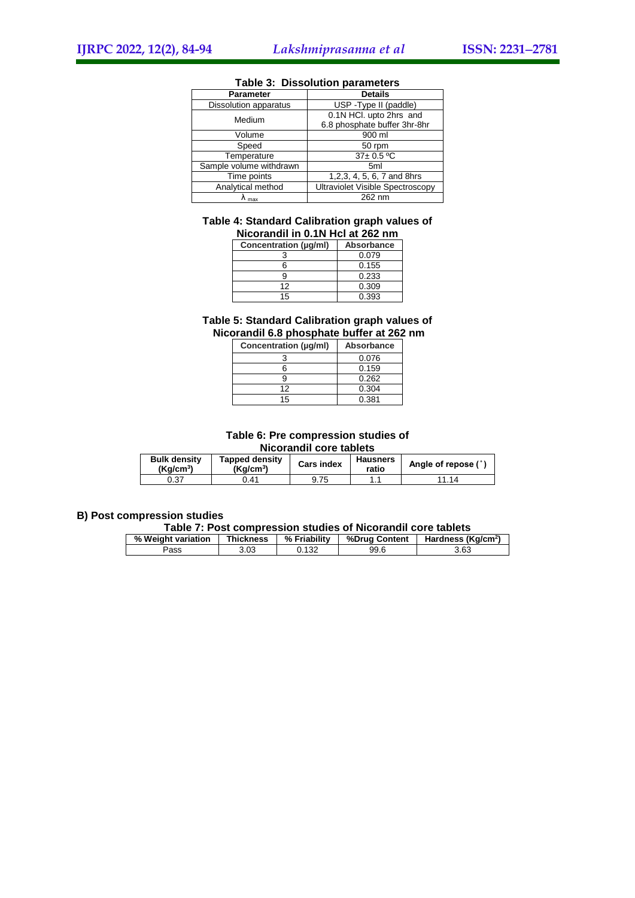**Table 3: Dissolution parameters**

| Parameter | Details |
|---|---|
| Dissolution apparatus | USP -Type II (paddle) |
| Medium | 0.1N HCl. upto 2hrs and 6.8 phosphate buffer 3hr-8hr |
| Volume | 900 ml |
| Speed | 50 rpm |
| Temperature | 37± 0.5 ºC |
| Sample volume withdrawn | 5ml |
| Time points | 1,2,3, 4, 5, 6, 7 and 8hrs |
| Analytical method | Ultraviolet Visible Spectroscopy |
| $\lambda_{max}$ | 262 nm |

**Table 4: Standard Calibration graph values of Nicorandil in 0.1N Hcl at 262 nm**

| Concentration (µg/ml) | Absorbance |
|---|---|
| 3 | 0.079 |
| 6 | 0.155 |
| 9 | 0.233 |
| 12 | 0.309 |
| 15 | 0.393 |

**Table 5: Standard Calibration graph values of Nicorandil 6.8 phosphate buffer at 262 nm**

| Concentration (µg/ml) | Absorbance |
|---|---|
| 3 | 0.076 |
| 6 | 0.159 |
| 9 | 0.262 |
| 12 | 0.304 |
| 15 | 0.381 |

**Table 6: Pre compression studies of Nicorandil core tablets**

| Bulk density (Kg/cm$^3$) | Tapped density (Kg/cm$^3$) | Cars index | Hausners ratio | Angle of repose (˚) |
|---|---|---|---|---|
| 0.37 | 0.41 | 9.75 | 1.1 | 11.14 |

### B) Post compression studies

**Table 7: Post compression studies of Nicorandil core tablets**

| % Weight variation | Thickness | % Friability | %Drug Content | Hardness (Kg/cm$^2$) |
|---|---|---|---|---|
| Pass | 3.03 | 0.132 | 99.6 | 3.63 |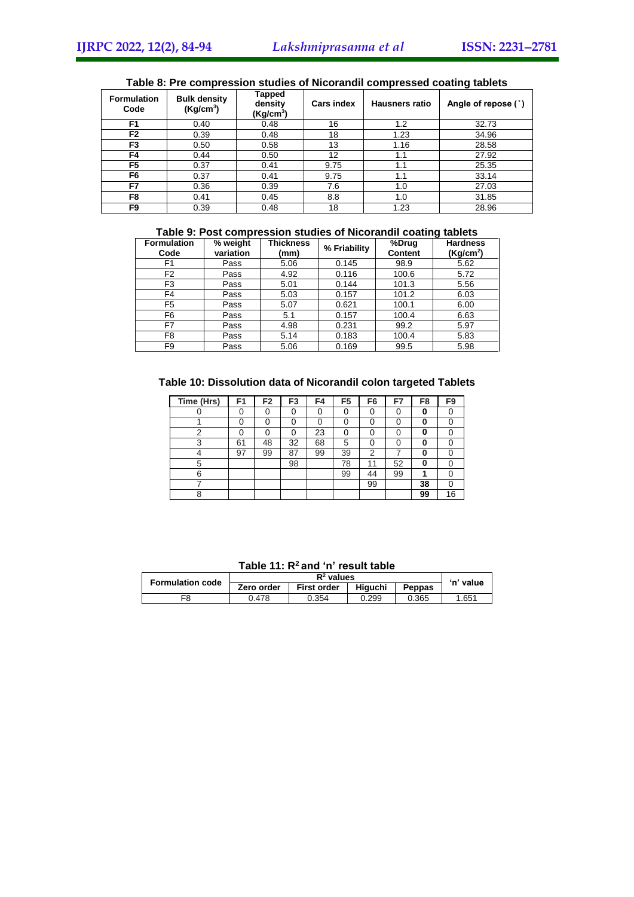**Table 8: Pre compression studies of Nicorandil compressed coating tablets**

| Formulation Code | Bulk density ($Kg/cm^3$) | Tapped density ($Kg/cm^3$) | Cars index | Hausners ratio | Angle of repose (˚) |
|---|---|---|---|---|---|
| F1 | 0.40 | 0.48 | 16 | 1.2 | 32.73 |
| F2 | 0.39 | 0.48 | 18 | 1.23 | 34.96 |
| F3 | 0.50 | 0.58 | 13 | 1.16 | 28.58 |
| F4 | 0.44 | 0.50 | 12 | 1.1 | 27.92 |
| F5 | 0.37 | 0.41 | 9.75 | 1.1 | 25.35 |
| F6 | 0.37 | 0.41 | 9.75 | 1.1 | 33.14 |
| F7 | 0.36 | 0.39 | 7.6 | 1.0 | 27.03 |
| F8 | 0.41 | 0.45 | 8.8 | 1.0 | 31.85 |
| F9 | 0.39 | 0.48 | 18 | 1.23 | 28.96 |

**Table 9: Post compression studies of Nicorandil coating tablets**

| Formulation Code | % weight variation | Thickness (mm) | % Friability | %Drug Content | Hardness ($Kg/cm^2$) |
|---|---|---|---|---|---|
| F1 | Pass | 5.06 | 0.145 | 98.9 | 5.62 |
| F2 | Pass | 4.92 | 0.116 | 100.6 | 5.72 |
| F3 | Pass | 5.01 | 0.144 | 101.3 | 5.56 |
| F4 | Pass | 5.03 | 0.157 | 101.2 | 6.03 |
| F5 | Pass | 5.07 | 0.621 | 100.1 | 6.00 |
| F6 | Pass | 5.1 | 0.157 | 100.4 | 6.63 |
| F7 | Pass | 4.98 | 0.231 | 99.2 | 5.97 |
| F8 | Pass | 5.14 | 0.183 | 100.4 | 5.83 |
| F9 | Pass | 5.06 | 0.169 | 99.5 | 5.98 |

**Table 10: Dissolution data of Nicorandil colon targeted Tablets**

| Time (Hrs) | F1 | F2 | F3 | F4 | F5 | F6 | F7 | F8 | F9 |
|---|---|---|---|---|---|---|---|---|---|
| 0 | 0 | 0 | 0 | 0 | 0 | 0 | 0 | **0** | 0 |
| 1 | 0 | 0 | 0 | 0 | 0 | 0 | 0 | **0** | 0 |
| 2 | 0 | 0 | 0 | 23 | 0 | 0 | 0 | **0** | 0 |
| 3 | 61 | 48 | 32 | 68 | 5 | 0 | 0 | **0** | 0 |
| 4 | 97 | 99 | 87 | 99 | 39 | 2 | 7 | **0** | 0 |
| 5 | | | 98 | | 78 | 11 | 52 | **0** | 0 |
| 6 | | | | | 99 | 44 | 99 | **1** | 0 |
| 7 | | | | | | 99 | | **38** | 0 |
| 8 | | | | | | | | **99** | 16 |

**Table 11: $R^2$ and 'n' result table**

| Formulation code | $R^2$ values | | | | 'n' value |
|---|---|---|---|---|---|
| | Zero order | First order | Higuchi | Peppas | |
| F8 | 0.478 | 0.354 | 0.299 | 0.365 | 1.651 |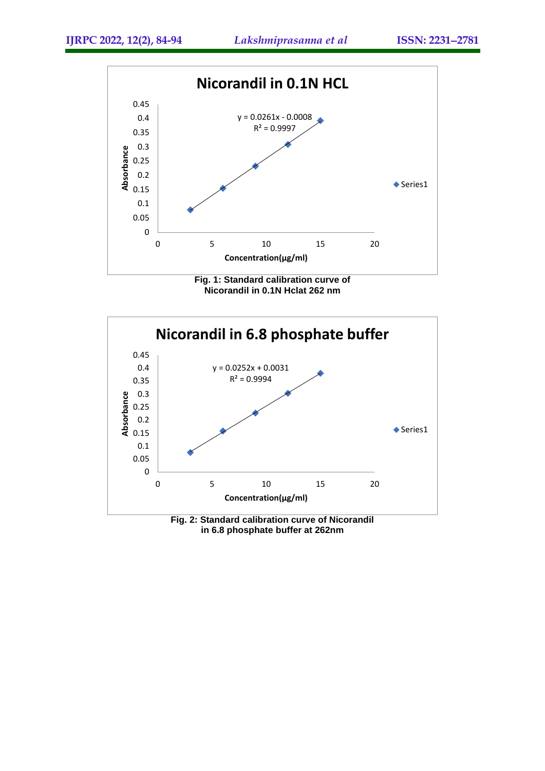Fig. 1: Standard calibration curve of Nicorandil in 0.1N Hclat 262 nm

Fig. 2: Standard calibration curve of Nicorandil in 6.8 phosphate buffer at 262nm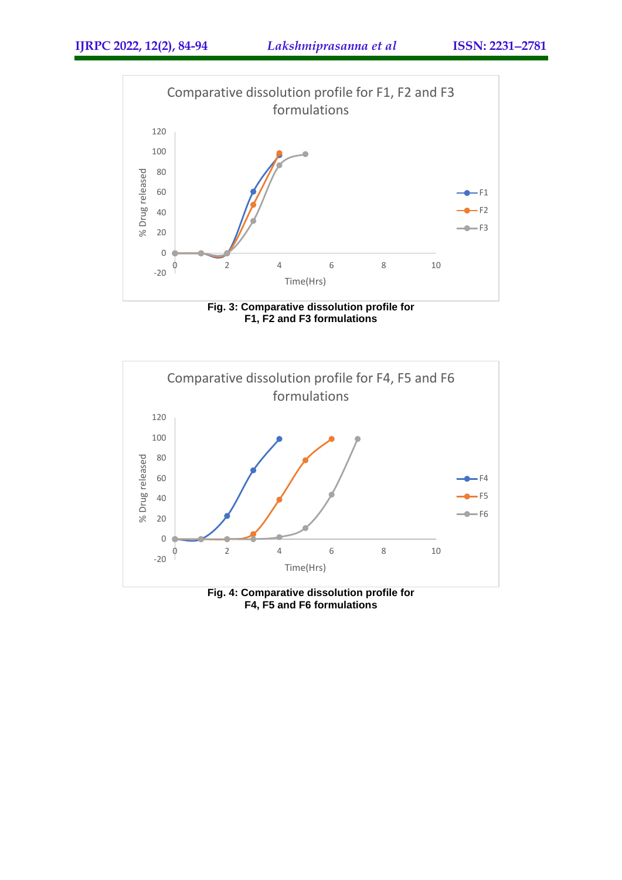Fig. 3: Comparative dissolution profile for F1, F2 and F3 formulations

Fig. 4: Comparative dissolution profile for F4, F5 and F6 formulations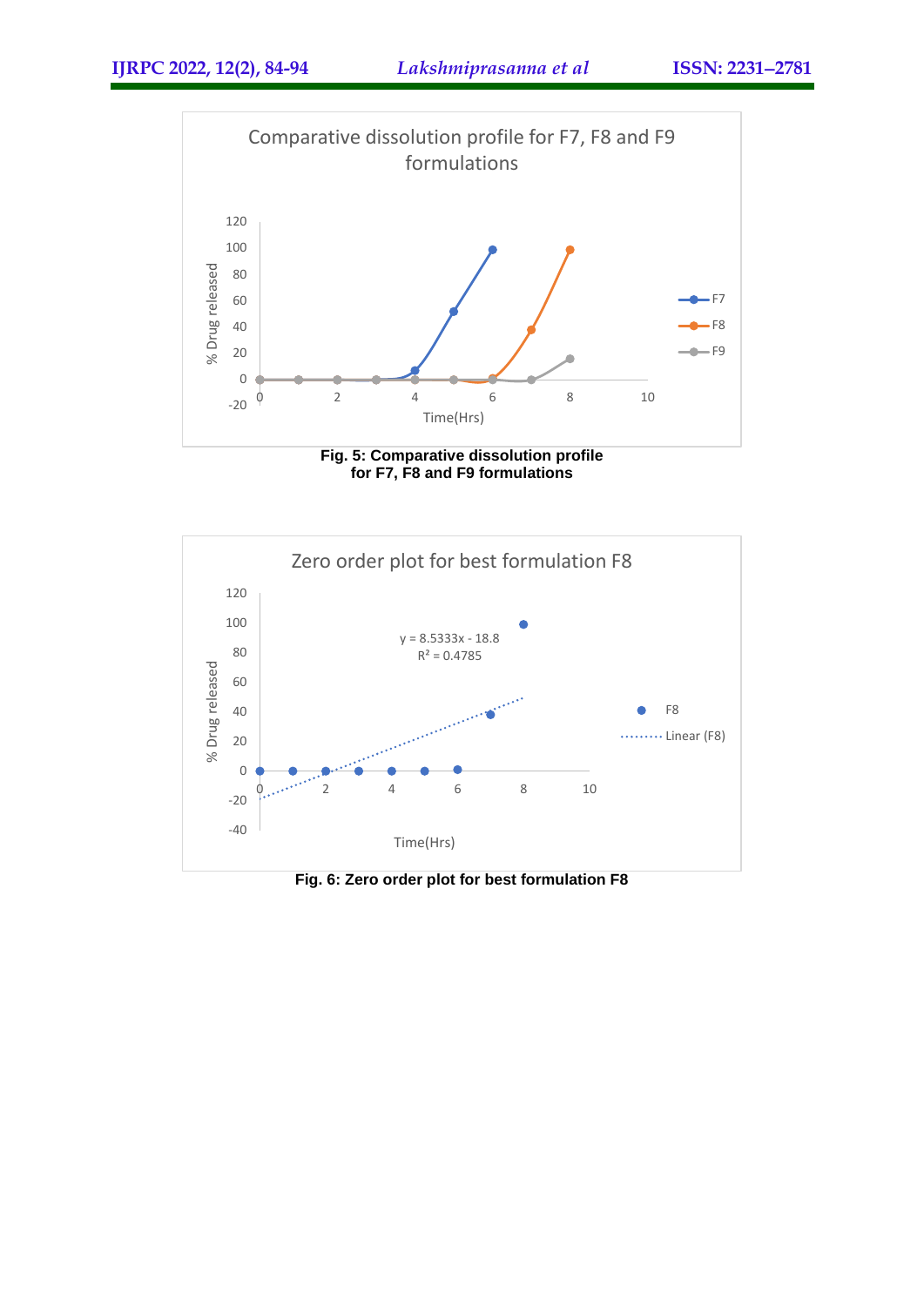Fig. 5: Comparative dissolution profile for F7, F8 and F9 formulations

Fig. 6: Zero order plot for best formulation F8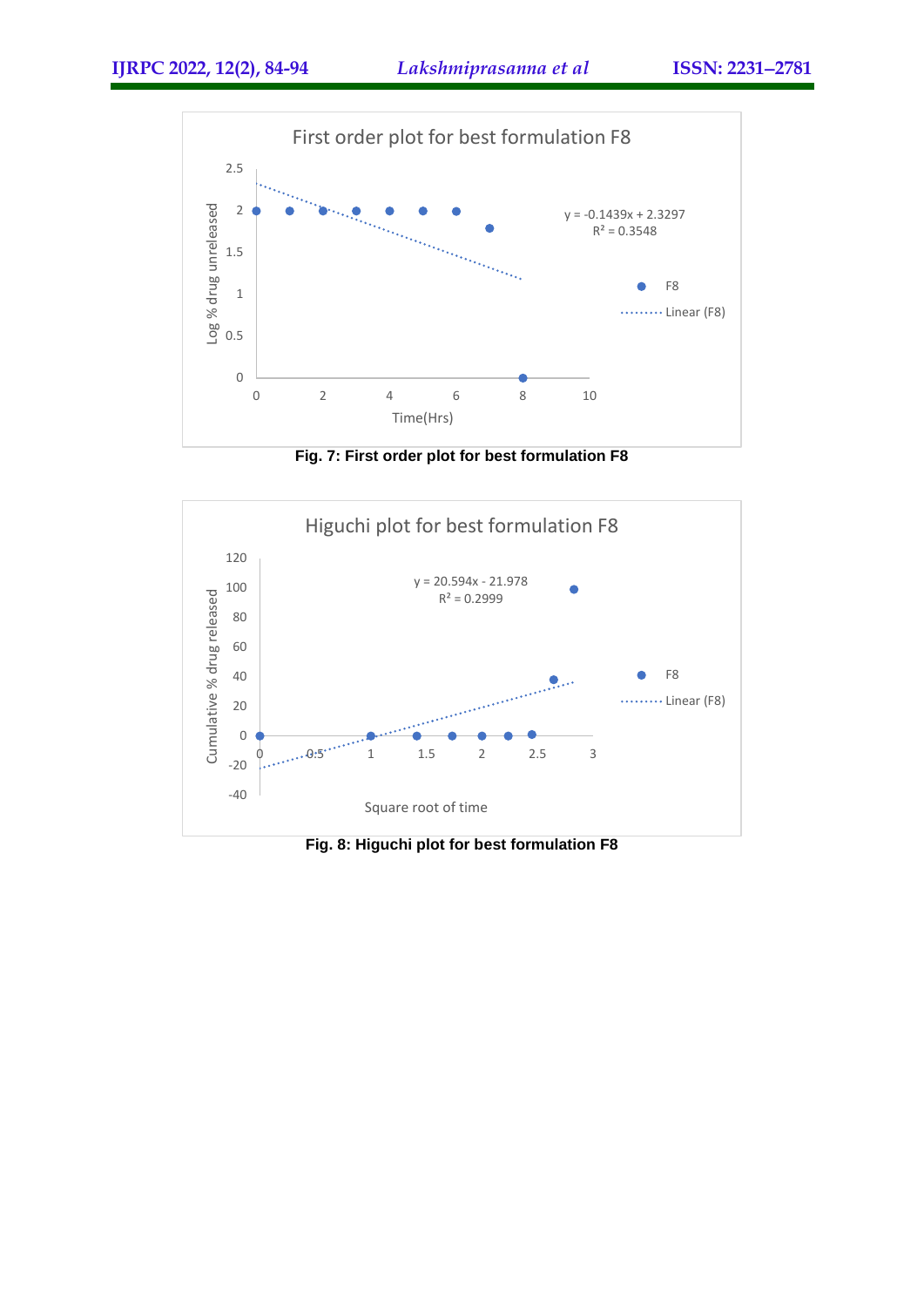**Fig. 7: First order plot for best formulation F8**

**Fig. 8: Higuchi plot for best formulation F8**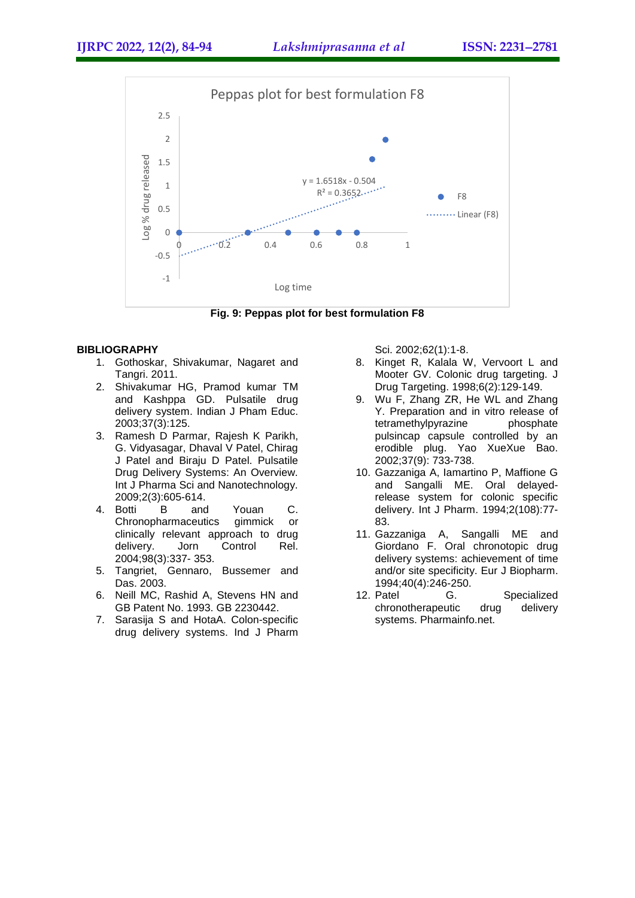Peppas plot for best formulation F8

2.5

2

1.5

1

0.5

0

-0.5

-1

0

0.2

0.4

0.6

0.8

1

Log % drug released

Log time

y = 1.6518x - 0.504

$R^2 = 0.3652$

F8

Linear (F8)

**Fig. 9: Peppas plot for best formulation F8**

## BIBLIOGRAPHY

1. Gothoskar, Shivakumar, Nagaret and Tangri. 2011.
2. Shivakumar HG, Pramod kumar TM and Kashppa GD. Pulsatile drug delivery system. Indian J Pham Educ. 2003;37(3):125.
3. Ramesh D Parmar, Rajesh K Parikh, G. Vidyasagar, Dhaval V Patel, Chirag J Patel and Biraju D Patel. Pulsatile Drug Delivery Systems: An Overview. Int J Pharma Sci and Nanotechnology. 2009;2(3):605-614.
4. Botti B and Youan C. Chronopharmaceutics gimmick or clinically relevant approach to drug delivery. Jorn Control Rel. 2004;98(3):337- 353.
5. Tangriet, Gennaro, Bussemer and Das. 2003.
6. Neill MC, Rashid A, Stevens HN and GB Patent No. 1993. GB 2230442.
7. Sarasija S and HotaA. Colon-specific drug delivery systems. Ind J Pharm Sci. 2002;62(1):1-8.
8. Kinget R, Kalala W, Vervoort L and Mooter GV. Colonic drug targeting. J Drug Targeting. 1998;6(2):129-149.
9. Wu F, Zhang ZR, He WL and Zhang Y. Preparation and in vitro release of tetramethylpyrazine phosphate pulsincap capsule controlled by an erodible plug. Yao XueXue Bao. 2002;37(9): 733-738.
10. Gazzaniga A, Iamartino P, Maffione G and Sangalli ME. Oral delayed-release system for colonic specific delivery. Int J Pharm. 1994;2(108):77-83.
11. Gazzaniga A, Sangalli ME and Giordano F. Oral chronotopic drug delivery systems: achievement of time and/or site specificity. Eur J Biopharm. 1994;40(4):246-250.
12. Patel G. Specialized chronotherapeutic drug delivery systems. Pharmainfo.net.